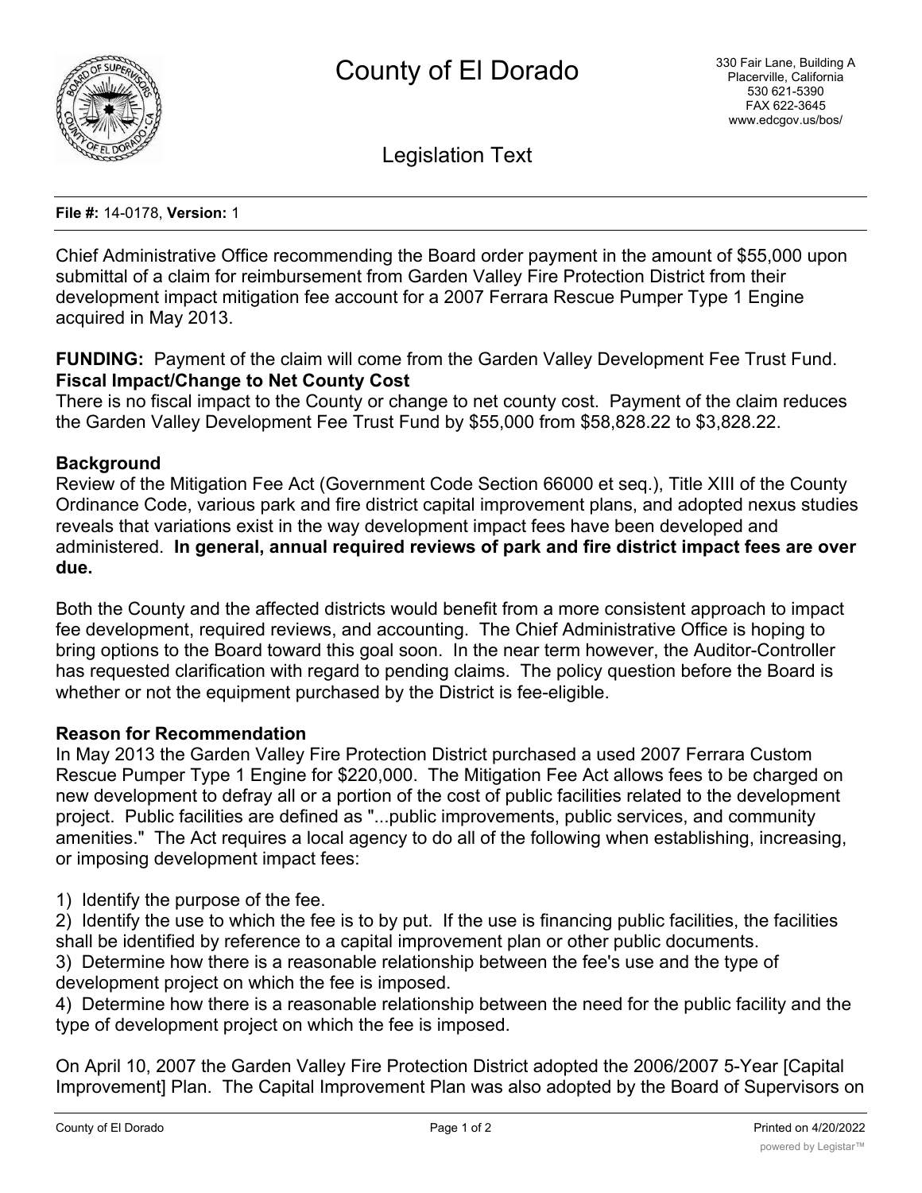# County of El Dorado

330 Fair Lane, Building A
Placerville, California
530 621-5390
FAX 622-3645
www.edcgov.us/bos/

## Legislation Text

**File #:** 14-0178, **Version:** 1

Chief Administrative Office recommending the Board order payment in the amount of $55,000 upon submittal of a claim for reimbursement from Garden Valley Fire Protection District from their development impact mitigation fee account for a 2007 Ferrara Rescue Pumper Type 1 Engine acquired in May 2013.

**FUNDING:** Payment of the claim will come from the Garden Valley Development Fee Trust Fund.
**Fiscal Impact/Change to Net County Cost**
There is no fiscal impact to the County or change to net county cost. Payment of the claim reduces the Garden Valley Development Fee Trust Fund by $55,000 from $58,828.22 to $3,828.22.

**Background**
Review of the Mitigation Fee Act (Government Code Section 66000 et seq.), Title XIII of the County Ordinance Code, various park and fire district capital improvement plans, and adopted nexus studies reveals that variations exist in the way development impact fees have been developed and administered. **In general, annual required reviews of park and fire district impact fees are over due.**

Both the County and the affected districts would benefit from a more consistent approach to impact fee development, required reviews, and accounting. The Chief Administrative Office is hoping to bring options to the Board toward this goal soon. In the near term however, the Auditor-Controller has requested clarification with regard to pending claims. The policy question before the Board is whether or not the equipment purchased by the District is fee-eligible.

**Reason for Recommendation**
In May 2013 the Garden Valley Fire Protection District purchased a used 2007 Ferrara Custom Rescue Pumper Type 1 Engine for $220,000. The Mitigation Fee Act allows fees to be charged on new development to defray all or a portion of the cost of public facilities related to the development project. Public facilities are defined as "...public improvements, public services, and community amenities." The Act requires a local agency to do all of the following when establishing, increasing, or imposing development impact fees:

1) Identify the purpose of the fee.
2) Identify the use to which the fee is to by put. If the use is financing public facilities, the facilities shall be identified by reference to a capital improvement plan or other public documents.
3) Determine how there is a reasonable relationship between the fee's use and the type of development project on which the fee is imposed.
4) Determine how there is a reasonable relationship between the need for the public facility and the type of development project on which the fee is imposed.

On April 10, 2007 the Garden Valley Fire Protection District adopted the 2006/2007 5-Year [Capital Improvement] Plan. The Capital Improvement Plan was also adopted by the Board of Supervisors on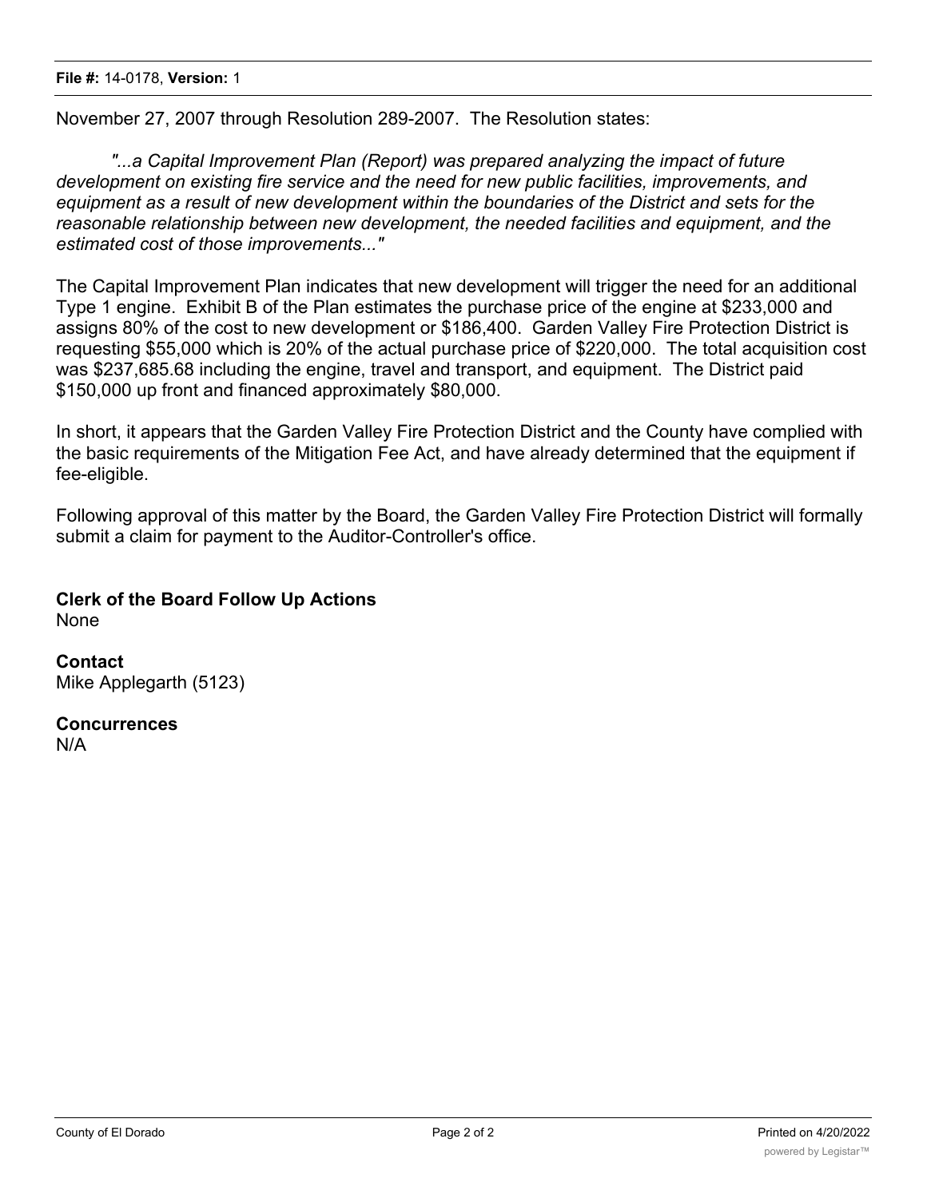November 27, 2007 through Resolution 289-2007. The Resolution states:

*"...a Capital Improvement Plan (Report) was prepared analyzing the impact of future development on existing fire service and the need for new public facilities, improvements, and equipment as a result of new development within the boundaries of the District and sets for the reasonable relationship between new development, the needed facilities and equipment, and the estimated cost of those improvements..."*

The Capital Improvement Plan indicates that new development will trigger the need for an additional Type 1 engine. Exhibit B of the Plan estimates the purchase price of the engine at $233,000 and assigns 80% of the cost to new development or $186,400. Garden Valley Fire Protection District is requesting $55,000 which is 20% of the actual purchase price of $220,000. The total acquisition cost was $237,685.68 including the engine, travel and transport, and equipment. The District paid $150,000 up front and financed approximately $80,000.

In short, it appears that the Garden Valley Fire Protection District and the County have complied with the basic requirements of the Mitigation Fee Act, and have already determined that the equipment if fee-eligible.

Following approval of this matter by the Board, the Garden Valley Fire Protection District will formally submit a claim for payment to the Auditor-Controller's office.

**Clerk of the Board Follow Up Actions**
None

**Contact**
Mike Applegarth (5123)

**Concurrences**
N/A